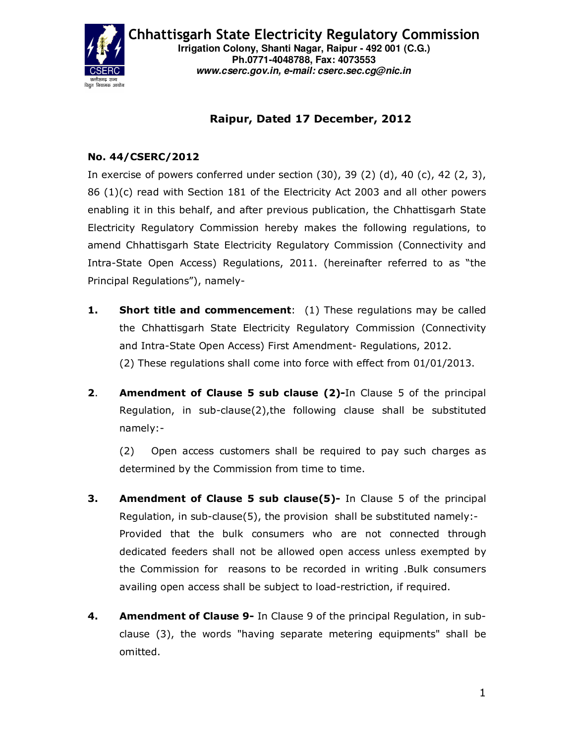# Chhattisgarh State Electricity Regulatory Commission

**Irrigation Colony, Shanti Nagar, Raipur - 492 001 (C.G.)**
**Ph.0771-4048788, Fax: 4073553**
***www.cserc.gov.in, e-mail: cserc.sec.cg@nic.in***

**Raipur, Dated 17 December, 2012**

**No. 44/CSERC/2012**

In exercise of powers conferred under section (30), 39 (2) (d), 40 (c), 42 (2, 3), 86 (1)(c) read with Section 181 of the Electricity Act 2003 and all other powers enabling it in this behalf, and after previous publication, the Chhattisgarh State Electricity Regulatory Commission hereby makes the following regulations, to amend Chhattisgarh State Electricity Regulatory Commission (Connectivity and Intra-State Open Access) Regulations, 2011. (hereinafter referred to as "the Principal Regulations"), namely-

**1.** **Short title and commencement**: (1) These regulations may be called the Chhattisgarh State Electricity Regulatory Commission (Connectivity and Intra-State Open Access) First Amendment- Regulations, 2012.
(2) These regulations shall come into force with effect from 01/01/2013.

**2**. **Amendment of Clause 5 sub clause (2)-**In Clause 5 of the principal Regulation, in sub-clause(2),the following clause shall be substituted namely:-

(2) Open access customers shall be required to pay such charges as determined by the Commission from time to time.

**3.** **Amendment of Clause 5 sub clause(5)-** In Clause 5 of the principal Regulation, in sub-clause(5), the provision shall be substituted namely:-
Provided that the bulk consumers who are not connected through dedicated feeders shall not be allowed open access unless exempted by the Commission for reasons to be recorded in writing .Bulk consumers availing open access shall be subject to load-restriction, if required.

**4.** **Amendment of Clause 9-** In Clause 9 of the principal Regulation, in sub-clause (3), the words "having separate metering equipments" shall be omitted.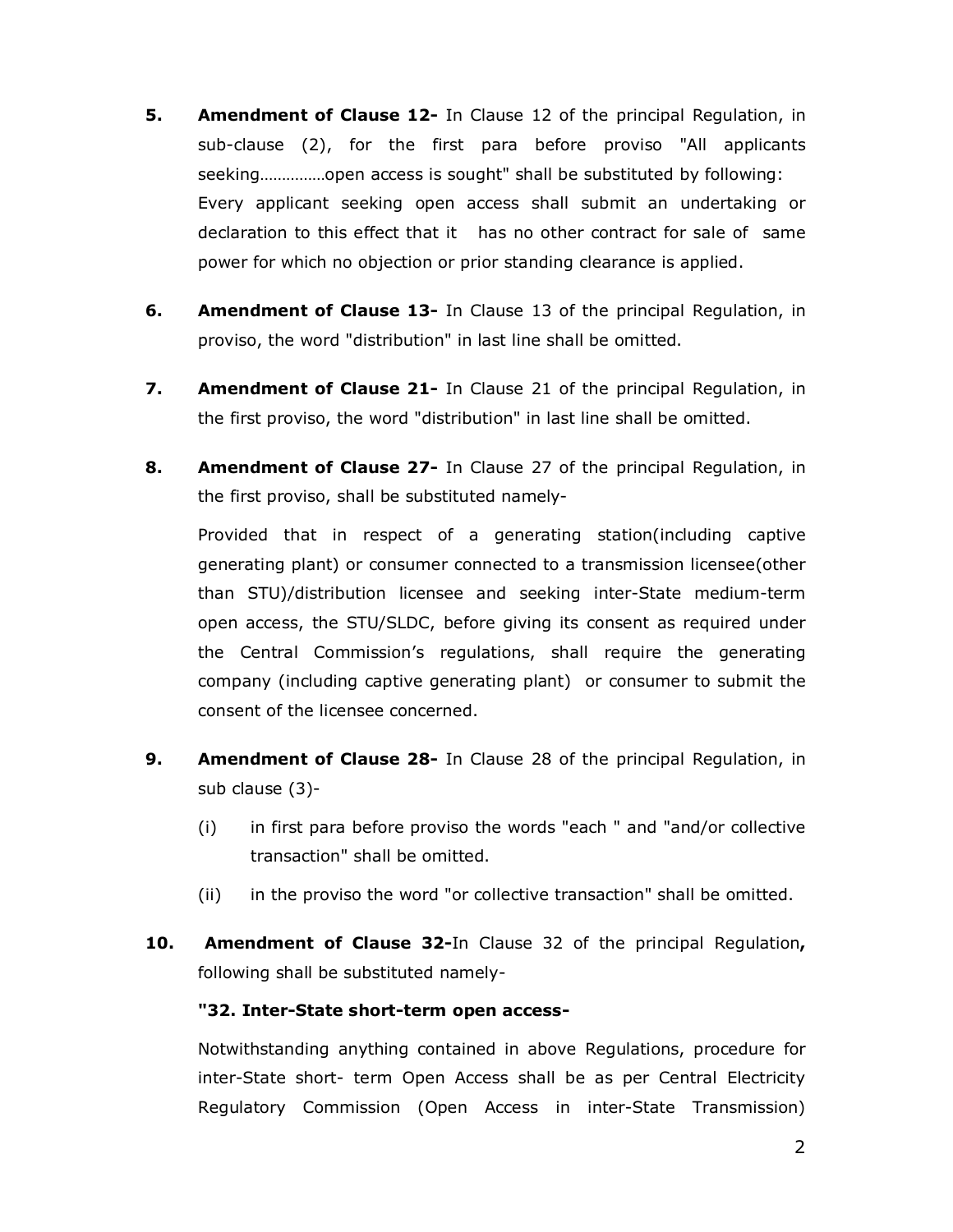**5.** **Amendment of Clause 12-** In Clause 12 of the principal Regulation, in sub-clause (2), for the first para before proviso "All applicants seeking……………open access is sought" shall be substituted by following:
Every applicant seeking open access shall submit an undertaking or declaration to this effect that it has no other contract for sale of same power for which no objection or prior standing clearance is applied.

**6.** **Amendment of Clause 13-** In Clause 13 of the principal Regulation, in proviso, the word "distribution" in last line shall be omitted.

**7.** **Amendment of Clause 21-** In Clause 21 of the principal Regulation, in the first proviso, the word "distribution" in last line shall be omitted.

**8.** **Amendment of Clause 27-** In Clause 27 of the principal Regulation, in the first proviso, shall be substituted namely-

Provided that in respect of a generating station(including captive generating plant) or consumer connected to a transmission licensee(other than STU)/distribution licensee and seeking inter-State medium-term open access, the STU/SLDC, before giving its consent as required under the Central Commission's regulations, shall require the generating company (including captive generating plant) or consumer to submit the consent of the licensee concerned.

**9.** **Amendment of Clause 28-** In Clause 28 of the principal Regulation, in sub clause (3)-

(i) in first para before proviso the words "each " and "and/or collective transaction" shall be omitted.

(ii) in the proviso the word "or collective transaction" shall be omitted.

**10.** **Amendment of Clause 32-**In Clause 32 of the principal Regulation**,** following shall be substituted namely-

**"32. Inter-State short-term open access-**

Notwithstanding anything contained in above Regulations, procedure for inter-State short- term Open Access shall be as per Central Electricity Regulatory Commission (Open Access in inter-State Transmission)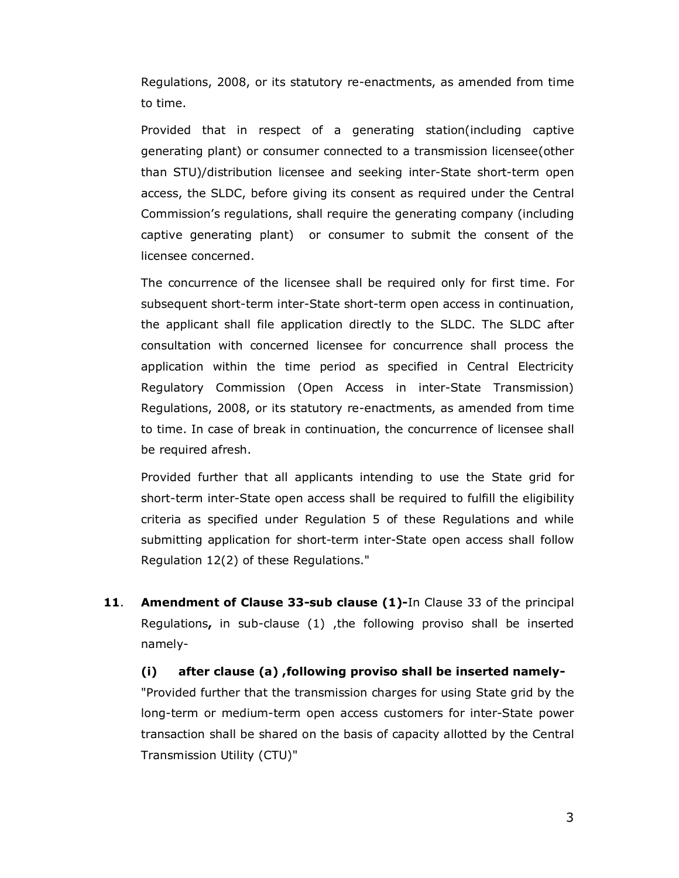Regulations, 2008, or its statutory re-enactments, as amended from time to time.

Provided that in respect of a generating station(including captive generating plant) or consumer connected to a transmission licensee(other than STU)/distribution licensee and seeking inter-State short-term open access, the SLDC, before giving its consent as required under the Central Commission's regulations, shall require the generating company (including captive generating plant) or consumer to submit the consent of the licensee concerned.

The concurrence of the licensee shall be required only for first time. For subsequent short-term inter-State short-term open access in continuation, the applicant shall file application directly to the SLDC. The SLDC after consultation with concerned licensee for concurrence shall process the application within the time period as specified in Central Electricity Regulatory Commission (Open Access in inter-State Transmission) Regulations, 2008, or its statutory re-enactments, as amended from time to time. In case of break in continuation, the concurrence of licensee shall be required afresh.

Provided further that all applicants intending to use the State grid for short-term inter-State open access shall be required to fulfill the eligibility criteria as specified under Regulation 5 of these Regulations and while submitting application for short-term inter-State open access shall follow Regulation 12(2) of these Regulations."

**11**. **Amendment of Clause 33-sub clause (1)-**In Clause 33 of the principal Regulations**,** in sub-clause (1) ,the following proviso shall be inserted namely-

**(i) after clause (a) ,following proviso shall be inserted namely-**

"Provided further that the transmission charges for using State grid by the long-term or medium-term open access customers for inter-State power transaction shall be shared on the basis of capacity allotted by the Central Transmission Utility (CTU)"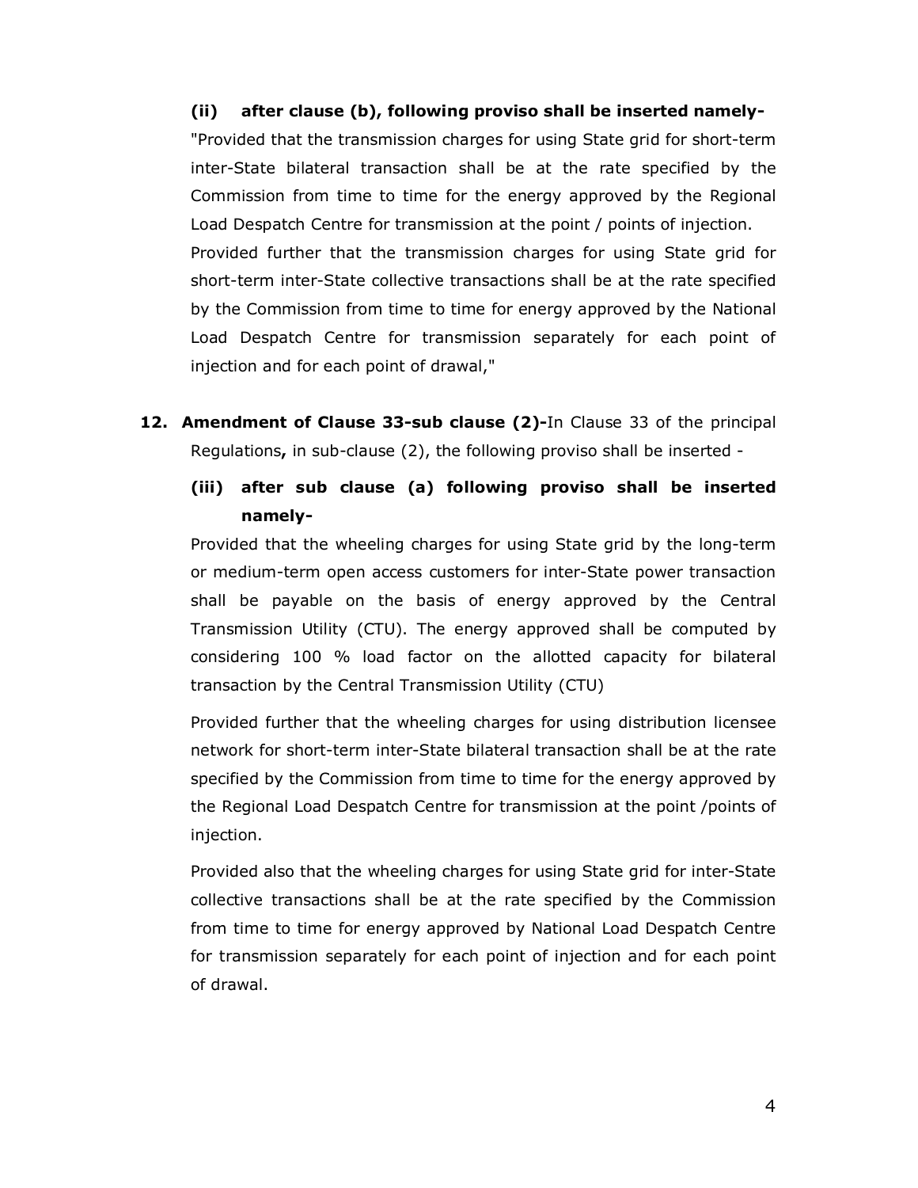**(ii) after clause (b), following proviso shall be inserted namely-**

"Provided that the transmission charges for using State grid for short-term inter-State bilateral transaction shall be at the rate specified by the Commission from time to time for the energy approved by the Regional Load Despatch Centre for transmission at the point / points of injection.

Provided further that the transmission charges for using State grid for short-term inter-State collective transactions shall be at the rate specified by the Commission from time to time for energy approved by the National Load Despatch Centre for transmission separately for each point of injection and for each point of drawal,"

**12. Amendment of Clause 33-sub clause (2)-**In Clause 33 of the principal Regulations**,** in sub-clause (2), the following proviso shall be inserted -

**(iii) after sub clause (a) following proviso shall be inserted namely-**

Provided that the wheeling charges for using State grid by the long-term or medium-term open access customers for inter-State power transaction shall be payable on the basis of energy approved by the Central Transmission Utility (CTU). The energy approved shall be computed by considering 100 % load factor on the allotted capacity for bilateral transaction by the Central Transmission Utility (CTU)

Provided further that the wheeling charges for using distribution licensee network for short-term inter-State bilateral transaction shall be at the rate specified by the Commission from time to time for the energy approved by the Regional Load Despatch Centre for transmission at the point /points of injection.

Provided also that the wheeling charges for using State grid for inter-State collective transactions shall be at the rate specified by the Commission from time to time for energy approved by National Load Despatch Centre for transmission separately for each point of injection and for each point of drawal.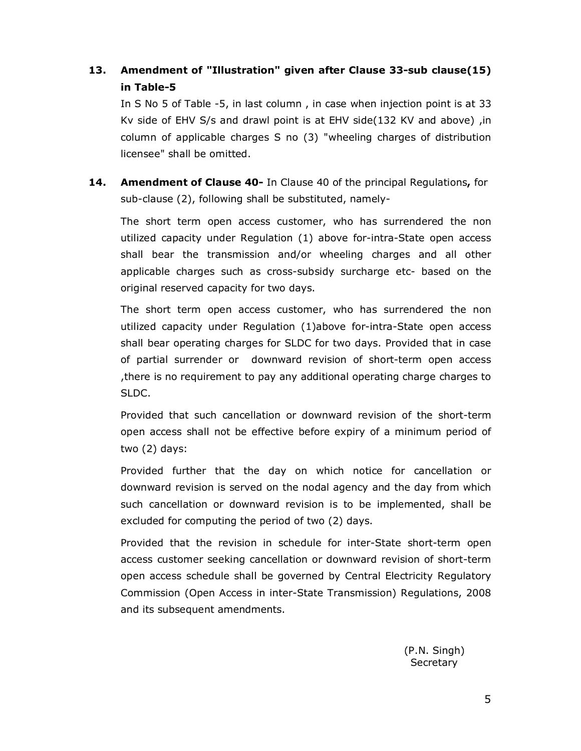**13. Amendment of "Illustration" given after Clause 33-sub clause(15) in Table-5**

In S No 5 of Table -5, in last column , in case when injection point is at 33 Kv side of EHV S/s and drawl point is at EHV side(132 KV and above) ,in column of applicable charges S no (3) "wheeling charges of distribution licensee" shall be omitted.

**14. Amendment of Clause 40-** In Clause 40 of the principal Regulations**,** for sub-clause (2), following shall be substituted, namely-

The short term open access customer, who has surrendered the non utilized capacity under Regulation (1) above for-intra-State open access shall bear the transmission and/or wheeling charges and all other applicable charges such as cross-subsidy surcharge etc- based on the original reserved capacity for two days.

The short term open access customer, who has surrendered the non utilized capacity under Regulation (1)above for-intra-State open access shall bear operating charges for SLDC for two days. Provided that in case of partial surrender or downward revision of short-term open access ,there is no requirement to pay any additional operating charge charges to SLDC.

Provided that such cancellation or downward revision of the short-term open access shall not be effective before expiry of a minimum period of two (2) days:

Provided further that the day on which notice for cancellation or downward revision is served on the nodal agency and the day from which such cancellation or downward revision is to be implemented, shall be excluded for computing the period of two (2) days.

Provided that the revision in schedule for inter-State short-term open access customer seeking cancellation or downward revision of short-term open access schedule shall be governed by Central Electricity Regulatory Commission (Open Access in inter-State Transmission) Regulations, 2008 and its subsequent amendments.

(P.N. Singh)
Secretary